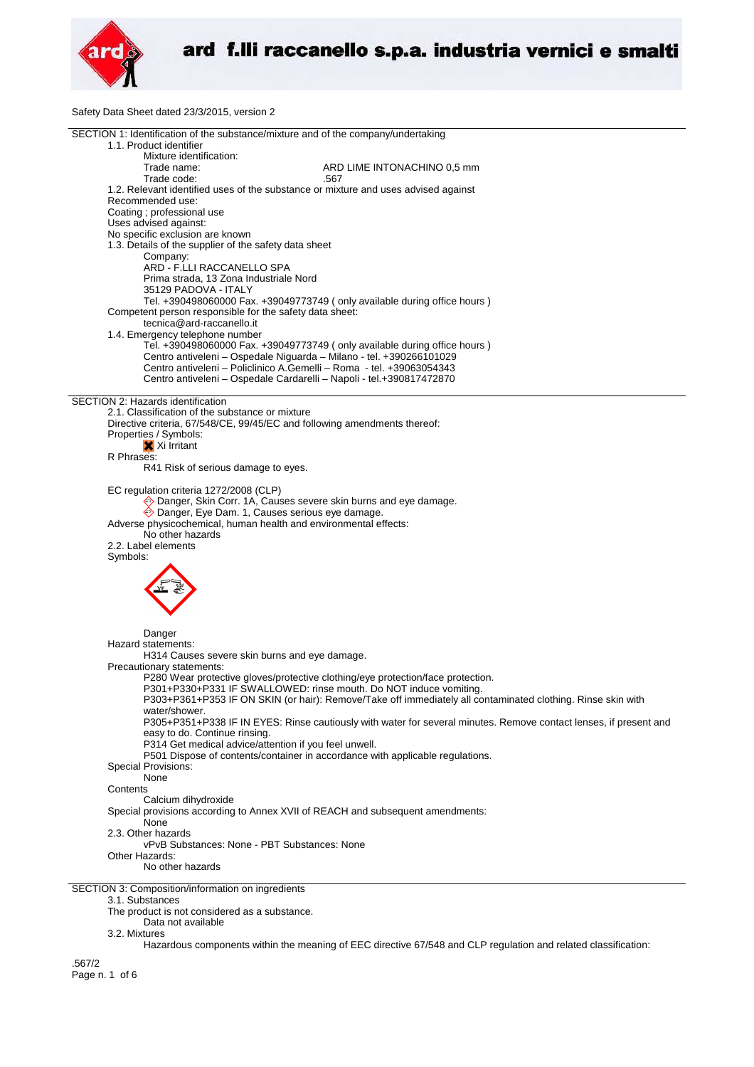ard f.lli raccanello s.p.a. industria vernici e smalti

Safety Data Sheet dated 23/3/2015, version 2

## SECTION 1: Identification of the substance/mixture and of the company/undertaking

1.1. Product identifier

Mixture identification:

Trade name: ARD LIME INTONACHINO 0,5 mm

Trade code: .567

1.2. Relevant identified uses of the substance or mixture and uses advised against

Recommended use:

Coating ; professional use

Uses advised against:

No specific exclusion are known

1.3. Details of the supplier of the safety data sheet

Company:

ARD - F.LLI RACCANELLO SPA
Prima strada, 13 Zona Industriale Nord
35129 PADOVA - ITALY
Tel. +390498060000 Fax. +39049773749 ( only available during office hours )

Competent person responsible for the safety data sheet:

tecnica@ard-raccanello.it

1.4. Emergency telephone number

Tel. +390498060000 Fax. +39049773749 ( only available during office hours )
Centro antiveleni – Ospedale Niguarda – Milano - tel. +390266101029
Centro antiveleni – Policlinico A.Gemelli – Roma - tel. +39063054343
Centro antiveleni – Ospedale Cardarelli – Napoli - tel.+390817472870

## SECTION 2: Hazards identification

2.1. Classification of the substance or mixture

Directive criteria, 67/548/CE, 99/45/EC and following amendments thereof:

Properties / Symbols:

Xi Irritant

R Phrases:

R41 Risk of serious damage to eyes.

EC regulation criteria 1272/2008 (CLP)

Danger, Skin Corr. 1A, Causes severe skin burns and eye damage.
Danger, Eye Dam. 1, Causes serious eye damage.

Adverse physicochemical, human health and environmental effects:

No other hazards

2.2. Label elements

Symbols:

Danger

Hazard statements:

H314 Causes severe skin burns and eye damage.

Precautionary statements:

P280 Wear protective gloves/protective clothing/eye protection/face protection.
P301+P330+P331 IF SWALLOWED: rinse mouth. Do NOT induce vomiting.
P303+P361+P353 IF ON SKIN (or hair): Remove/Take off immediately all contaminated clothing. Rinse skin with water/shower.
P305+P351+P338 IF IN EYES: Rinse cautiously with water for several minutes. Remove contact lenses, if present and easy to do. Continue rinsing.
P314 Get medical advice/attention if you feel unwell.
P501 Dispose of contents/container in accordance with applicable regulations.

Special Provisions:

None

Contents

Calcium dihydroxide

Special provisions according to Annex XVII of REACH and subsequent amendments:

None

2.3. Other hazards

vPvB Substances: None - PBT Substances: None

Other Hazards:

No other hazards

## SECTION 3: Composition/information on ingredients

3.1. Substances

The product is not considered as a substance.

Data not available

3.2. Mixtures

Hazardous components within the meaning of EEC directive 67/548 and CLP regulation and related classification:

.567/2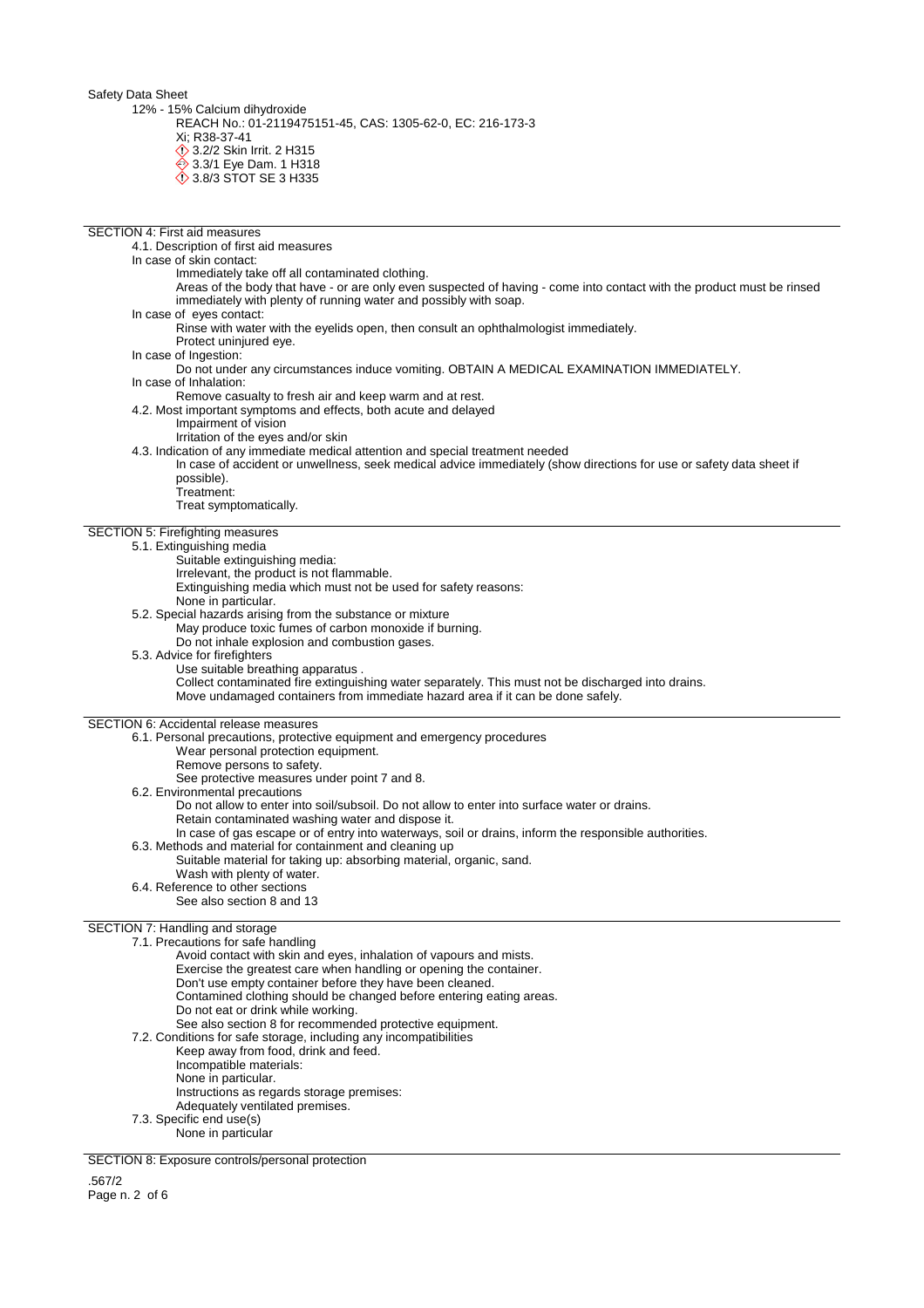12% - 15% Calcium dihydroxide

REACH No.: 01-2119475151-45, CAS: 1305-62-0, EC: 216-173-3

Xi; R38-37-41

3.2/2 Skin Irrit. 2 H315

3.3/1 Eye Dam. 1 H318

3.8/3 STOT SE 3 H335

## SECTION 4: First aid measures

4.1. Description of first aid measures

In case of skin contact:

Immediately take off all contaminated clothing.

Areas of the body that have - or are only even suspected of having - come into contact with the product must be rinsed immediately with plenty of running water and possibly with soap.

In case of eyes contact:

Rinse with water with the eyelids open, then consult an ophthalmologist immediately.

Protect uninjured eye.

In case of Ingestion:

Do not under any circumstances induce vomiting. OBTAIN A MEDICAL EXAMINATION IMMEDIATELY.

In case of Inhalation:

Remove casualty to fresh air and keep warm and at rest.

4.2. Most important symptoms and effects, both acute and delayed

Impairment of vision

Irritation of the eyes and/or skin

4.3. Indication of any immediate medical attention and special treatment needed

In case of accident or unwellness, seek medical advice immediately (show directions for use or safety data sheet if possible).

Treatment:

Treat symptomatically.

## SECTION 5: Firefighting measures

5.1. Extinguishing media

Suitable extinguishing media:

Irrelevant, the product is not flammable.

Extinguishing media which must not be used for safety reasons:

None in particular.

5.2. Special hazards arising from the substance or mixture

May produce toxic fumes of carbon monoxide if burning.

Do not inhale explosion and combustion gases.

5.3. Advice for firefighters

Use suitable breathing apparatus .

Collect contaminated fire extinguishing water separately. This must not be discharged into drains.

Move undamaged containers from immediate hazard area if it can be done safely.

## SECTION 6: Accidental release measures

6.1. Personal precautions, protective equipment and emergency procedures

Wear personal protection equipment.

Remove persons to safety.

See protective measures under point 7 and 8.

6.2. Environmental precautions

Do not allow to enter into soil/subsoil. Do not allow to enter into surface water or drains.

Retain contaminated washing water and dispose it.

In case of gas escape or of entry into waterways, soil or drains, inform the responsible authorities.

6.3. Methods and material for containment and cleaning up

Suitable material for taking up: absorbing material, organic, sand.

Wash with plenty of water.

6.4. Reference to other sections

See also section 8 and 13

## SECTION 7: Handling and storage

7.1. Precautions for safe handling

Avoid contact with skin and eyes, inhalation of vapours and mists.

Exercise the greatest care when handling or opening the container.

Don't use empty container before they have been cleaned.

Contamined clothing should be changed before entering eating areas.

Do not eat or drink while working.

See also section 8 for recommended protective equipment.

7.2. Conditions for safe storage, including any incompatibilities

Keep away from food, drink and feed.

Incompatible materials:

None in particular.

Instructions as regards storage premises:

Adequately ventilated premises.

7.3. Specific end use(s)

None in particular

## SECTION 8: Exposure controls/personal protection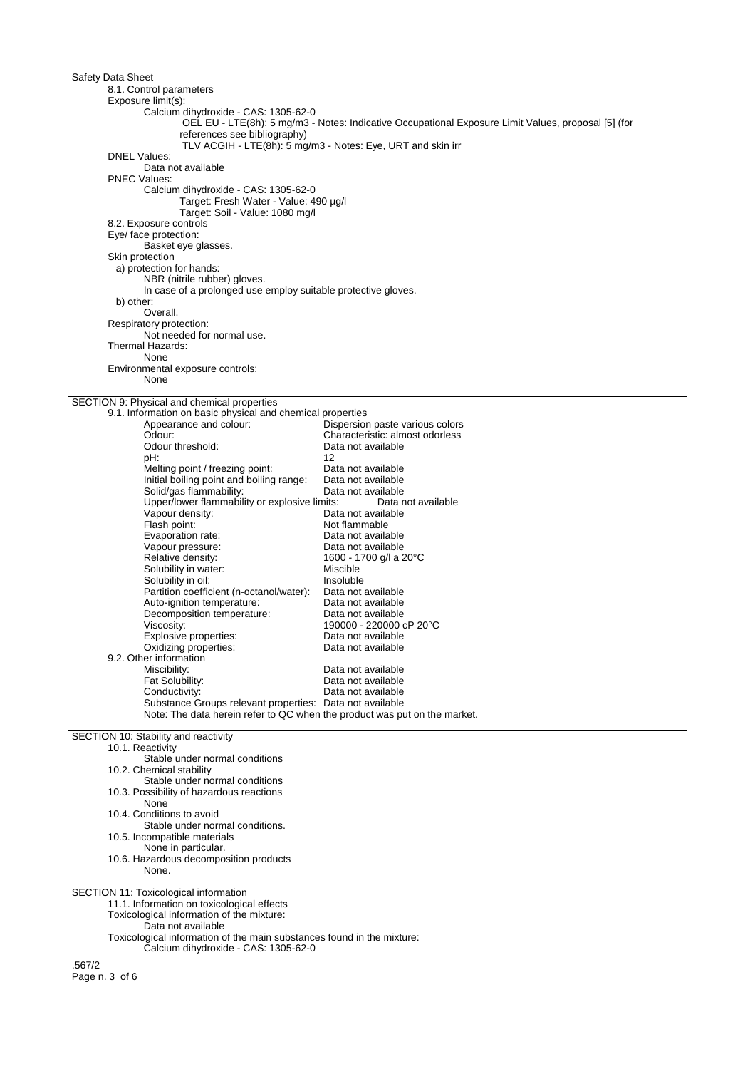8.1. Control parameters

Exposure limit(s):

Calcium dihydroxide - CAS: 1305-62-0

OEL EU - LTE(8h): 5 mg/m3 - Notes: Indicative Occupational Exposure Limit Values, proposal [5] (for references see bibliography)

TLV ACGIH - LTE(8h): 5 mg/m3 - Notes: Eye, URT and skin irr

DNEL Values:

Data not available

PNEC Values:

Calcium dihydroxide - CAS: 1305-62-0

Target: Fresh Water - Value: 490 µg/l

Target: Soil - Value: 1080 mg/l

8.2. Exposure controls

Eye/ face protection:

Basket eye glasses.

Skin protection

a) protection for hands:

NBR (nitrile rubber) gloves.

In case of a prolonged use employ suitable protective gloves.

b) other:

Overall.

Respiratory protection:

Not needed for normal use.

Thermal Hazards:

None

Environmental exposure controls:

None

## SECTION 9: Physical and chemical properties

9.1. Information on basic physical and chemical properties

| | |
|---|---|
| Appearance and colour: | Dispersion paste various colors |
| Odour: | Characteristic: almost odorless |
| Odour threshold: | Data not available |
| pH: | 12 |
| Melting point / freezing point: | Data not available |
| Initial boiling point and boiling range: | Data not available |
| Solid/gas flammability: | Data not available |
| Upper/lower flammability or explosive limits: | Data not available |
| Vapour density: | Data not available |
| Flash point: | Not flammable |
| Evaporation rate: | Data not available |
| Vapour pressure: | Data not available |
| Relative density: | 1600 - 1700 g/l a 20°C |
| Solubility in water: | Miscible |
| Solubility in oil: | Insoluble |
| Partition coefficient (n-octanol/water): | Data not available |
| Auto-ignition temperature: | Data not available |
| Decomposition temperature: | Data not available |
| Viscosity: | 190000 - 220000 cP 20°C |
| Explosive properties: | Data not available |
| Oxidizing properties: | Data not available |

9.2. Other information

| | |
|---|---|
| Miscibility: | Data not available |
| Fat Solubility: | Data not available |
| Conductivity: | Data not available |
| Substance Groups relevant properties: | Data not available |

Note: The data herein refer to QC when the product was put on the market.

## SECTION 10: Stability and reactivity

10.1. Reactivity

Stable under normal conditions

10.2. Chemical stability

Stable under normal conditions

10.3. Possibility of hazardous reactions

None

10.4. Conditions to avoid

Stable under normal conditions.

10.5. Incompatible materials

None in particular.

10.6. Hazardous decomposition products

None.

## SECTION 11: Toxicological information

11.1. Information on toxicological effects

Toxicological information of the mixture:

Data not available

Toxicological information of the main substances found in the mixture:

Calcium dihydroxide - CAS: 1305-62-0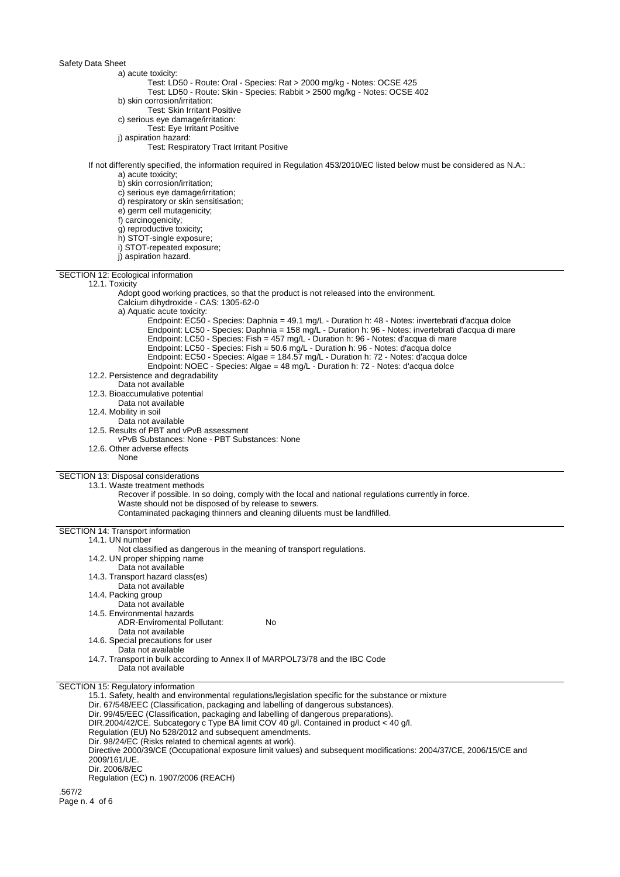a) acute toxicity:

Test: LD50 - Route: Oral - Species: Rat > 2000 mg/kg - Notes: OCSE 425

Test: LD50 - Route: Skin - Species: Rabbit > 2500 mg/kg - Notes: OCSE 402

b) skin corrosion/irritation:

Test: Skin Irritant Positive

c) serious eye damage/irritation:

Test: Eye Irritant Positive

j) aspiration hazard:

Test: Respiratory Tract Irritant Positive

If not differently specified, the information required in Regulation 453/2010/EC listed below must be considered as N.A.:

a) acute toxicity;
b) skin corrosion/irritation;
c) serious eye damage/irritation;
d) respiratory or skin sensitisation;
e) germ cell mutagenicity;
f) carcinogenicity;
g) reproductive toxicity;
h) STOT-single exposure;
i) STOT-repeated exposure;
j) aspiration hazard.

## SECTION 12: Ecological information

12.1. Toxicity

Adopt good working practices, so that the product is not released into the environment.

Calcium dihydroxide - CAS: 1305-62-0

a) Aquatic acute toxicity:

Endpoint: EC50 - Species: Daphnia = 49.1 mg/L - Duration h: 48 - Notes: invertebrati d'acqua dolce

Endpoint: LC50 - Species: Daphnia = 158 mg/L - Duration h: 96 - Notes: invertebrati d'acqua di mare

Endpoint: LC50 - Species: Fish = 457 mg/L - Duration h: 96 - Notes: d'acqua di mare

Endpoint: LC50 - Species: Fish = 50.6 mg/L - Duration h: 96 - Notes: d'acqua dolce

Endpoint: EC50 - Species: Algae = 184.57 mg/L - Duration h: 72 - Notes: d'acqua dolce

Endpoint: NOEC - Species: Algae = 48 mg/L - Duration h: 72 - Notes: d'acqua dolce

12.2. Persistence and degradability

Data not available

12.3. Bioaccumulative potential

Data not available

12.4. Mobility in soil

Data not available

12.5. Results of PBT and vPvB assessment

vPvB Substances: None - PBT Substances: None

12.6. Other adverse effects

None

## SECTION 13: Disposal considerations

13.1. Waste treatment methods

Recover if possible. In so doing, comply with the local and national regulations currently in force.

Waste should not be disposed of by release to sewers.

Contaminated packaging thinners and cleaning diluents must be landfilled.

## SECTION 14: Transport information

14.1. UN number

Not classified as dangerous in the meaning of transport regulations.

14.2. UN proper shipping name

Data not available

14.3. Transport hazard class(es)

Data not available

14.4. Packing group

Data not available

14.5. Environmental hazards

ADR-Enviromental Pollutant: No

Data not available

14.6. Special precautions for user

Data not available

14.7. Transport in bulk according to Annex II of MARPOL73/78 and the IBC Code

Data not available

## SECTION 15: Regulatory information

15.1. Safety, health and environmental regulations/legislation specific for the substance or mixture

Dir. 67/548/EEC (Classification, packaging and labelling of dangerous substances).

Dir. 99/45/EEC (Classification, packaging and labelling of dangerous preparations).

DIR.2004/42/CE. Subcategory c Type BA limit COV 40 g/l. Contained in product < 40 g/l.

Regulation (EU) No 528/2012 and subsequent amendments.

Dir. 98/24/EC (Risks related to chemical agents at work).

Directive 2000/39/CE (Occupational exposure limit values) and subsequent modifications: 2004/37/CE, 2006/15/CE and 2009/161/UE.

Dir. 2006/8/EC

Regulation (EC) n. 1907/2006 (REACH)

.567/2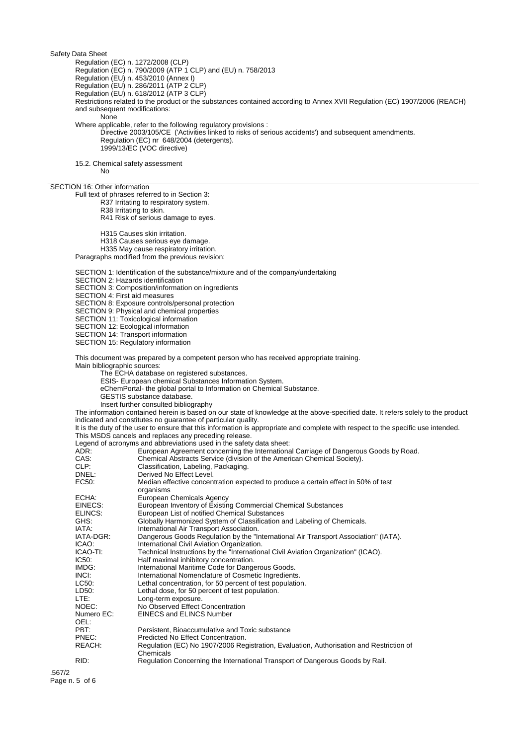Safety Data Sheet

Regulation (EC) n. 1272/2008 (CLP)
Regulation (EC) n. 790/2009 (ATP 1 CLP) and (EU) n. 758/2013
Regulation (EU) n. 453/2010 (Annex I)
Regulation (EU) n. 286/2011 (ATP 2 CLP)
Regulation (EU) n. 618/2012 (ATP 3 CLP)

Restrictions related to the product or the substances contained according to Annex XVII Regulation (EC) 1907/2006 (REACH) and subsequent modifications:

None

Where applicable, refer to the following regulatory provisions :

Directive 2003/105/CE ('Activities linked to risks of serious accidents') and subsequent amendments.
Regulation (EC) nr 648/2004 (detergents).
1999/13/EC (VOC directive)

15.2. Chemical safety assessment

No

## SECTION 16: Other information

Full text of phrases referred to in Section 3:

R37 Irritating to respiratory system.
R38 Irritating to skin.
R41 Risk of serious damage to eyes.

H315 Causes skin irritation.
H318 Causes serious eye damage.
H335 May cause respiratory irritation.

Paragraphs modified from the previous revision:

SECTION 1: Identification of the substance/mixture and of the company/undertaking
SECTION 2: Hazards identification
SECTION 3: Composition/information on ingredients
SECTION 4: First aid measures
SECTION 8: Exposure controls/personal protection
SECTION 9: Physical and chemical properties
SECTION 11: Toxicological information
SECTION 12: Ecological information
SECTION 14: Transport information
SECTION 15: Regulatory information

This document was prepared by a competent person who has received appropriate training.

Main bibliographic sources:

The ECHA database on registered substances.
ESIS- European chemical Substances Information System.
eChemPortal- the global portal to Information on Chemical Substance.
GESTIS substance database.
Insert further consulted bibliography

The information contained herein is based on our state of knowledge at the above-specified date. It refers solely to the product indicated and constitutes no guarantee of particular quality.

It is the duty of the user to ensure that this information is appropriate and complete with respect to the specific use intended.

This MSDS cancels and replaces any preceding release.

Legend of acronyms and abbreviations used in the safety data sheet:

| | |
|---|---|
| ADR: | European Agreement concerning the International Carriage of Dangerous Goods by Road. |
| CAS: | Chemical Abstracts Service (division of the American Chemical Society). |
| CLP: | Classification, Labeling, Packaging. |
| DNEL: | Derived No Effect Level. |
| EC50: | Median effective concentration expected to produce a certain effect in 50% of test organisms |
| ECHA: | European Chemicals Agency |
| EINECS: | European Inventory of Existing Commercial Chemical Substances |
| ELINCS: | European List of notified Chemical Substances |
| GHS: | Globally Harmonized System of Classification and Labeling of Chemicals. |
| IATA: | International Air Transport Association. |
| IATA-DGR: | Dangerous Goods Regulation by the "International Air Transport Association" (IATA). |
| ICAO: | International Civil Aviation Organization. |
| ICAO-TI: | Technical Instructions by the "International Civil Aviation Organization" (ICAO). |
| IC50: | Half maximal inhibitory concentration. |
| IMDG: | International Maritime Code for Dangerous Goods. |
| INCI: | International Nomenclature of Cosmetic Ingredients. |
| LC50: | Lethal concentration, for 50 percent of test population. |
| LD50: | Lethal dose, for 50 percent of test population. |
| LTE: | Long-term exposure. |
| NOEC: | No Observed Effect Concentration |
| Numero EC: | EINECS and ELINCS Number |
| OEL: | |
| PBT: | Persistent, Bioaccumulative and Toxic substance |
| PNEC: | Predicted No Effect Concentration. |
| REACH: | Regulation (EC) No 1907/2006 Registration, Evaluation, Authorisation and Restriction of Chemicals |
| RID: | Regulation Concerning the International Transport of Dangerous Goods by Rail. |

.567/2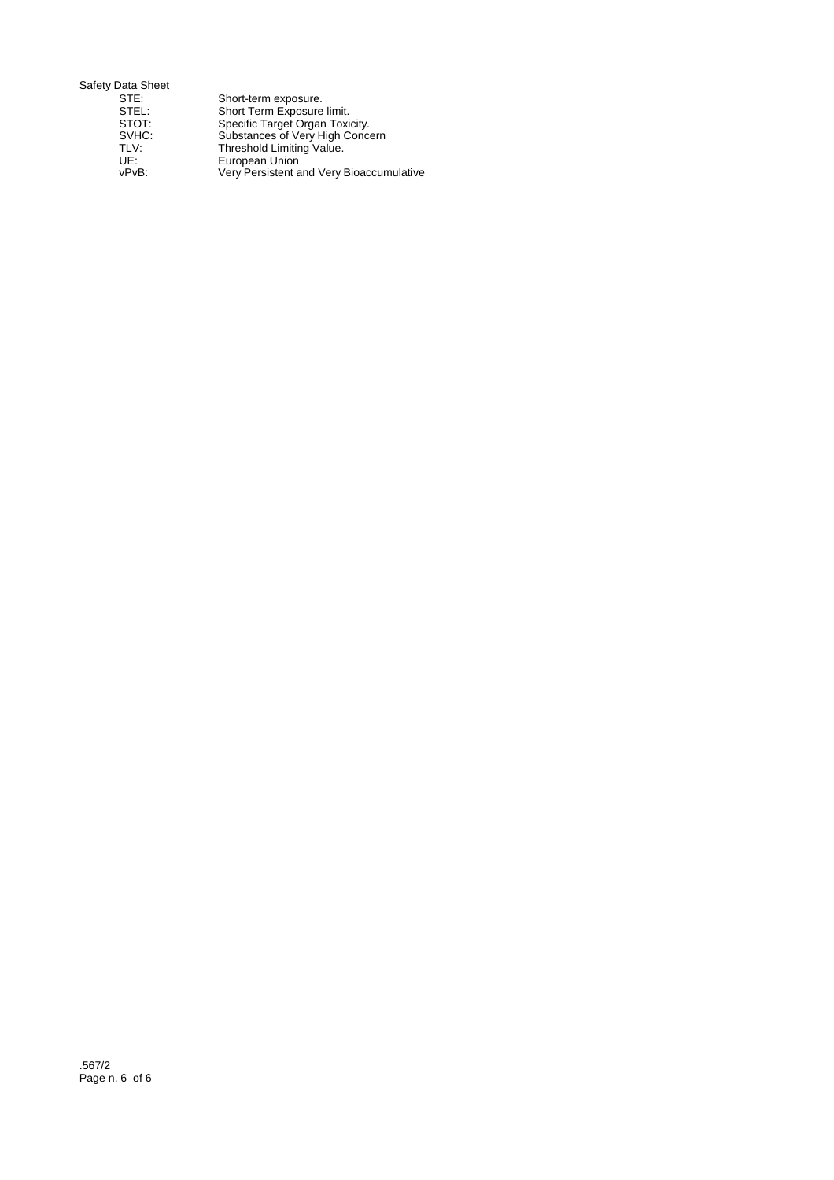| | |
|---|---|
| STE: | Short-term exposure. |
| STEL: | Short Term Exposure limit. |
| STOT: | Specific Target Organ Toxicity. |
| SVHC: | Substances of Very High Concern |
| TLV: | Threshold Limiting Value. |
| UE: | European Union |
| vPvB: | Very Persistent and Very Bioaccumulative |